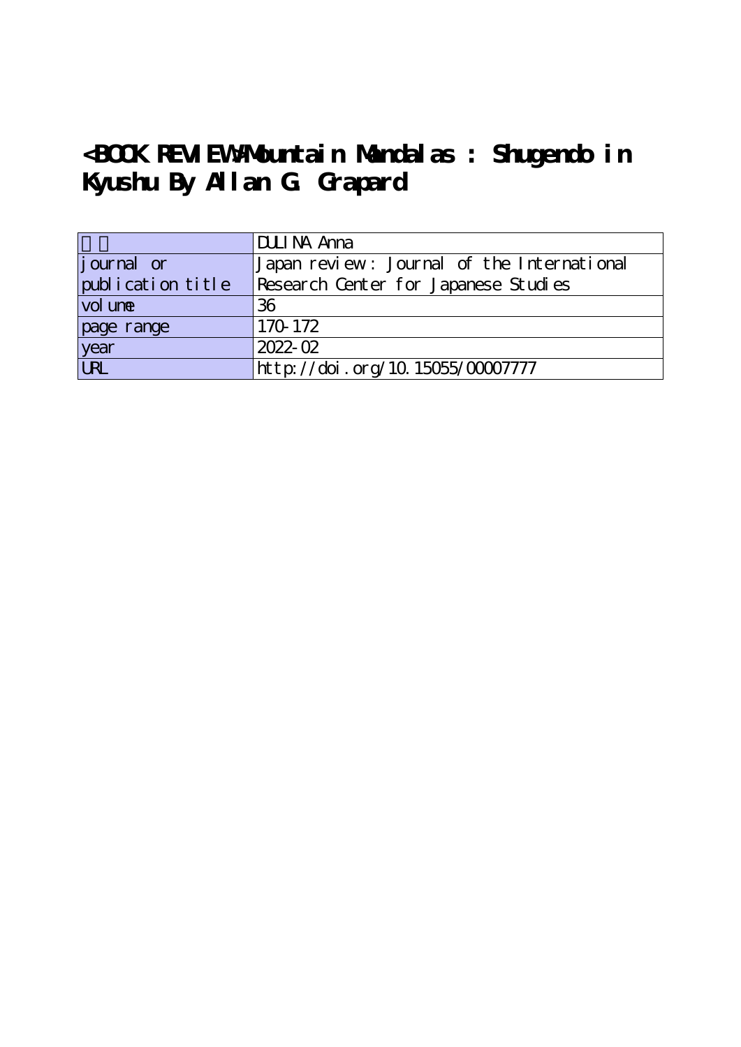# <BOOK REVIEW>Mountain Mandalas : Shugendo in Kyushu By Allan G. Grapard

| | |
|---|---|
| 著者 | DULINA Anna |
| journal or publication title | Japan review : Journal of the International Research Center for Japanese Studies |
| volume | 36 |
| page range | 170-172 |
| year | 2022-02 |
| URL | http://doi.org/10.15055/00007777 |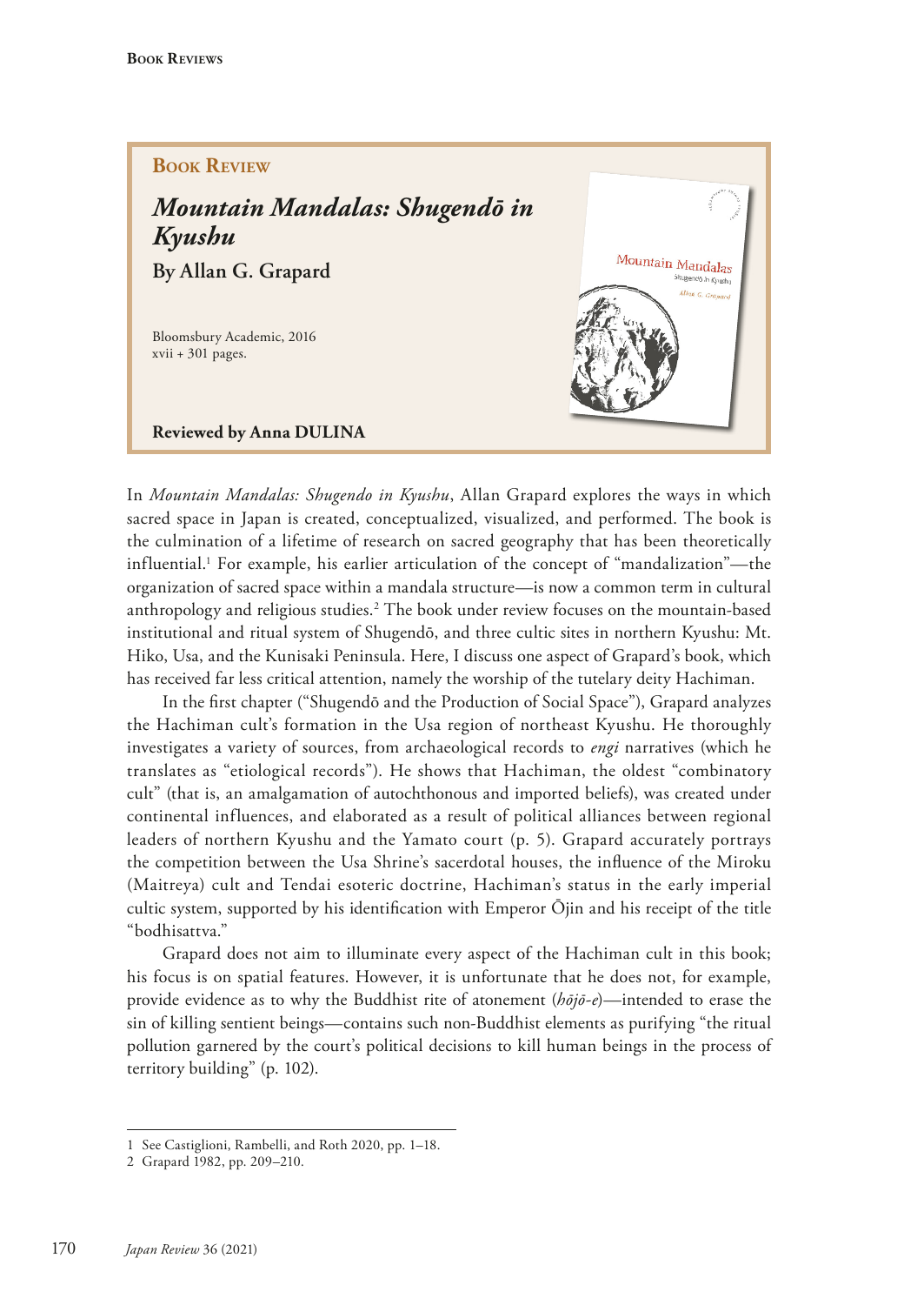## Book Review

## *Mountain Mandalas: Shugendō in Kyushu*

**By Allan G. Grapard**

Bloomsbury Academic, 2016
xvii + 301 pages.

**Reviewed by Anna DULINA**

In *Mountain Mandalas: Shugendo in Kyushu*, Allan Grapard explores the ways in which sacred space in Japan is created, conceptualized, visualized, and performed. The book is the culmination of a lifetime of research on sacred geography that has been theoretically influential.[1] For example, his earlier articulation of the concept of "mandalization"—the organization of sacred space within a mandala structure—is now a common term in cultural anthropology and religious studies.[2] The book under review focuses on the mountain-based institutional and ritual system of Shugendō, and three cultic sites in northern Kyushu: Mt. Hiko, Usa, and the Kunisaki Peninsula. Here, I discuss one aspect of Grapard's book, which has received far less critical attention, namely the worship of the tutelary deity Hachiman.

In the first chapter ("Shugendō and the Production of Social Space"), Grapard analyzes the Hachiman cult's formation in the Usa region of northeast Kyushu. He thoroughly investigates a variety of sources, from archaeological records to *engi* narratives (which he translates as "etiological records"). He shows that Hachiman, the oldest "combinatory cult" (that is, an amalgamation of autochthonous and imported beliefs), was created under continental influences, and elaborated as a result of political alliances between regional leaders of northern Kyushu and the Yamato court (p. 5). Grapard accurately portrays the competition between the Usa Shrine's sacerdotal houses, the influence of the Miroku (Maitreya) cult and Tendai esoteric doctrine, Hachiman's status in the early imperial cultic system, supported by his identification with Emperor Ōjin and his receipt of the title "bodhisattva."

Grapard does not aim to illuminate every aspect of the Hachiman cult in this book; his focus is on spatial features. However, it is unfortunate that he does not, for example, provide evidence as to why the Buddhist rite of atonement (*hōjō-e*)—intended to erase the sin of killing sentient beings—contains such non-Buddhist elements as purifying "the ritual pollution garnered by the court's political decisions to kill human beings in the process of territory building" (p. 102).

---

1 See Castiglioni, Rambelli, and Roth 2020, pp. 1–18.

2 Grapard 1982, pp. 209–210.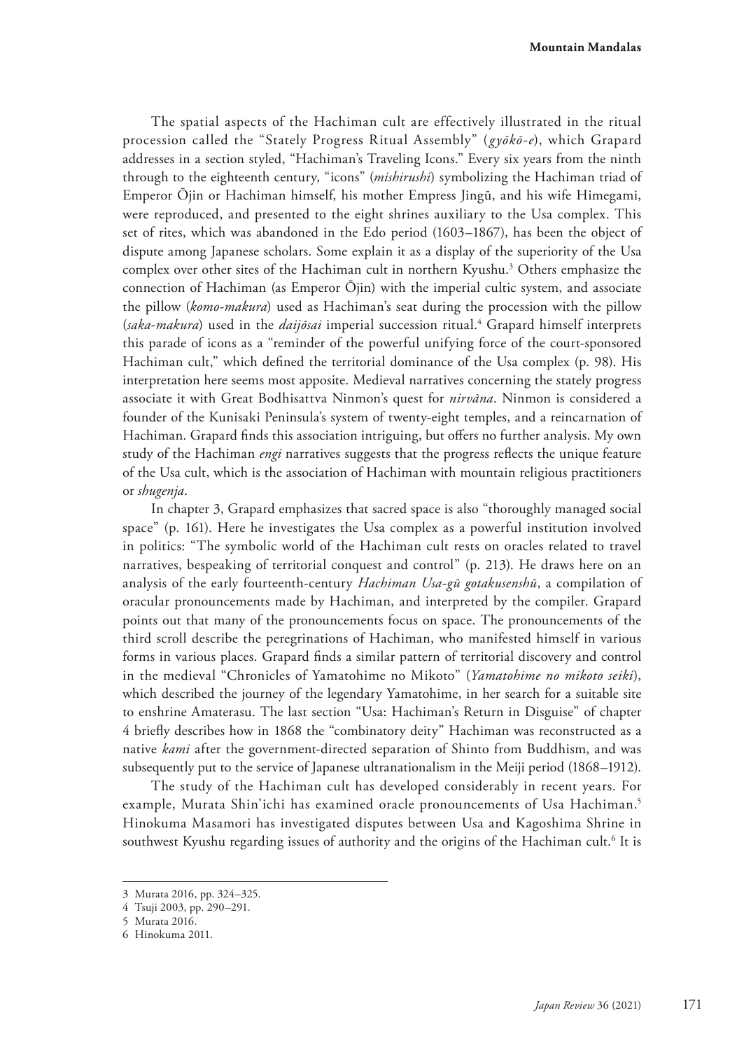The spatial aspects of the Hachiman cult are effectively illustrated in the ritual procession called the "Stately Progress Ritual Assembly" (*gyōkō-e*), which Grapard addresses in a section styled, "Hachiman's Traveling Icons." Every six years from the ninth through to the eighteenth century, "icons" (*mishirushi*) symbolizing the Hachiman triad of Emperor Ōjin or Hachiman himself, his mother Empress Jingū, and his wife Himegami, were reproduced, and presented to the eight shrines auxiliary to the Usa complex. This set of rites, which was abandoned in the Edo period (1603–1867), has been the object of dispute among Japanese scholars. Some explain it as a display of the superiority of the Usa complex over other sites of the Hachiman cult in northern Kyushu.[3] Others emphasize the connection of Hachiman (as Emperor Ōjin) with the imperial cultic system, and associate the pillow (*komo-makura*) used as Hachiman's seat during the procession with the pillow (*saka-makura*) used in the *daijōsai* imperial succession ritual.[4] Grapard himself interprets this parade of icons as a "reminder of the powerful unifying force of the court-sponsored Hachiman cult," which defined the territorial dominance of the Usa complex (p. 98). His interpretation here seems most apposite. Medieval narratives concerning the stately progress associate it with Great Bodhisattva Ninmon's quest for *nirvāna*. Ninmon is considered a founder of the Kunisaki Peninsula's system of twenty-eight temples, and a reincarnation of Hachiman. Grapard finds this association intriguing, but offers no further analysis. My own study of the Hachiman *engi* narratives suggests that the progress reflects the unique feature of the Usa cult, which is the association of Hachiman with mountain religious practitioners or *shugenja*.

In chapter 3, Grapard emphasizes that sacred space is also "thoroughly managed social space" (p. 161). Here he investigates the Usa complex as a powerful institution involved in politics: "The symbolic world of the Hachiman cult rests on oracles related to travel narratives, bespeaking of territorial conquest and control" (p. 213). He draws here on an analysis of the early fourteenth-century *Hachiman Usa-gū gotakusenshū*, a compilation of oracular pronouncements made by Hachiman, and interpreted by the compiler. Grapard points out that many of the pronouncements focus on space. The pronouncements of the third scroll describe the peregrinations of Hachiman, who manifested himself in various forms in various places. Grapard finds a similar pattern of territorial discovery and control in the medieval "Chronicles of Yamatohime no Mikoto" (*Yamatohime no mikoto seiki*), which described the journey of the legendary Yamatohime, in her search for a suitable site to enshrine Amaterasu. The last section "Usa: Hachiman's Return in Disguise" of chapter 4 briefly describes how in 1868 the "combinatory deity" Hachiman was reconstructed as a native *kami* after the government-directed separation of Shinto from Buddhism, and was subsequently put to the service of Japanese ultranationalism in the Meiji period (1868–1912).

The study of the Hachiman cult has developed considerably in recent years. For example, Murata Shin'ichi has examined oracle pronouncements of Usa Hachiman.[5] Hinokuma Masamori has investigated disputes between Usa and Kagoshima Shrine in southwest Kyushu regarding issues of authority and the origins of the Hachiman cult.[6] It is

---

3 Murata 2016, pp. 324–325.

4 Tsuji 2003, pp. 290–291.

5 Murata 2016.

6 Hinokuma 2011.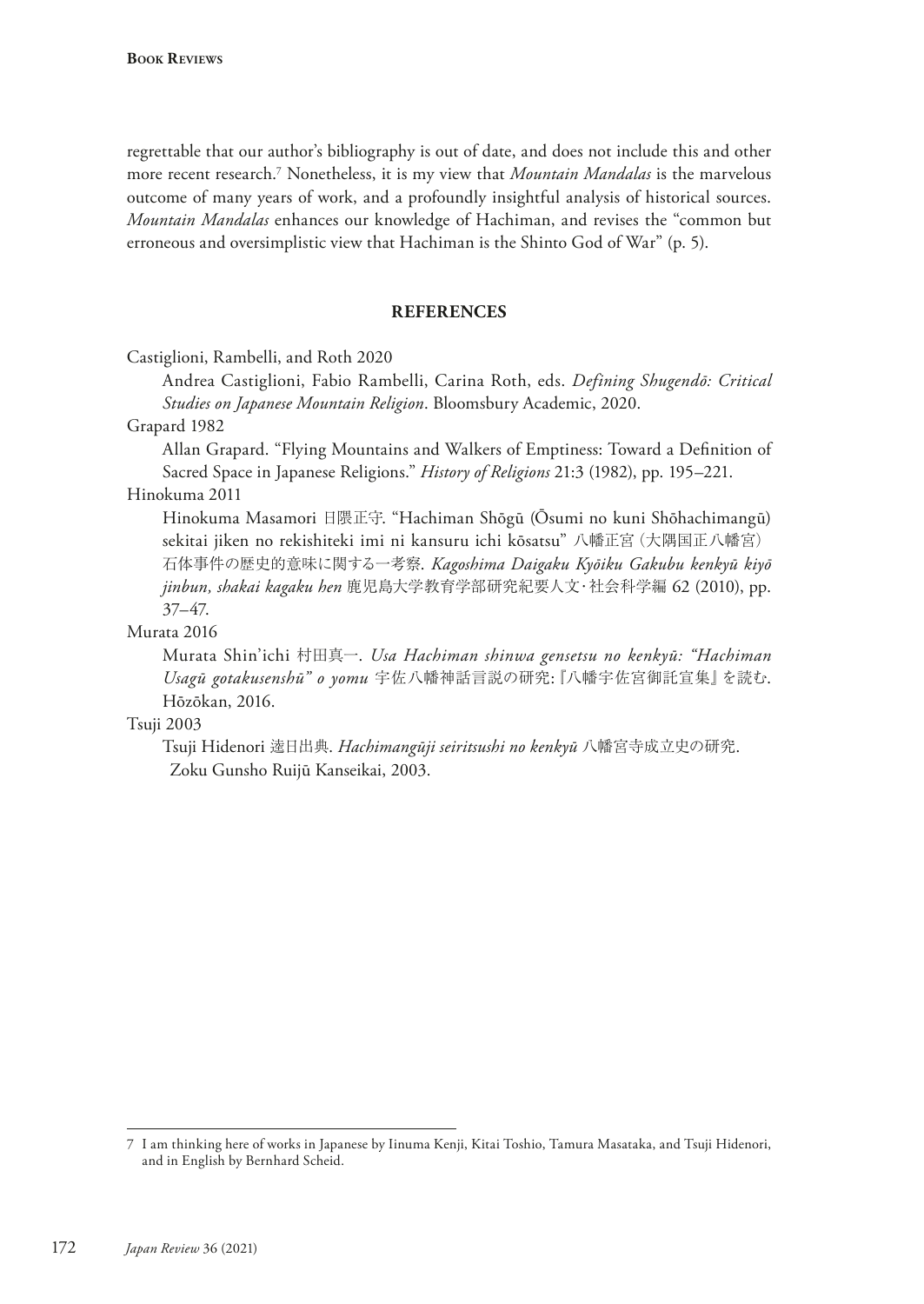regrettable that our author's bibliography is out of date, and does not include this and other more recent research.[7] Nonetheless, it is my view that *Mountain Mandalas* is the marvelous outcome of many years of work, and a profoundly insightful analysis of historical sources. *Mountain Mandalas* enhances our knowledge of Hachiman, and revises the "common but erroneous and oversimplistic view that Hachiman is the Shinto God of War" (p. 5).

## REFERENCES

Castiglioni, Rambelli, and Roth 2020

Andrea Castiglioni, Fabio Rambelli, Carina Roth, eds. *Defining Shugendō: Critical Studies on Japanese Mountain Religion*. Bloomsbury Academic, 2020.

Grapard 1982

Allan Grapard. "Flying Mountains and Walkers of Emptiness: Toward a Definition of Sacred Space in Japanese Religions." *History of Religions* 21:3 (1982), pp. 195–221.

Hinokuma 2011

Hinokuma Masamori 日隈正守. "Hachiman Shōgū (Ōsumi no kuni Shōhachimangū) sekitai jiken no rekishiteki imi ni kansuru ichi kōsatsu" 八幡正宮（大隅国正八幡宮）石体事件の歴史的意味に関する一考察. *Kagoshima Daigaku Kyōiku Gakubu kenkyū kiyō jinbun, shakai kagaku hen* 鹿児島大学教育学部研究紀要人文・社会科学編 62 (2010), pp. 37–47.

Murata 2016

Murata Shin'ichi 村田真一. *Usa Hachiman shinwa gensetsu no kenkyū: "Hachiman Usagū gotakusenshū" o yomu* 宇佐八幡神話言説の研究:『八幡宇佐宮御託宣集』を読む. Hōzōkan, 2016.

Tsuji 2003

Tsuji Hidenori 逵日出典. *Hachimangūji seiritsushi no kenkyū* 八幡宮寺成立史の研究. Zoku Gunsho Ruijū Kanseikai, 2003.

---

7 I am thinking here of works in Japanese by Iinuma Kenji, Kitai Toshio, Tamura Masataka, and Tsuji Hidenori, and in English by Bernhard Scheid.